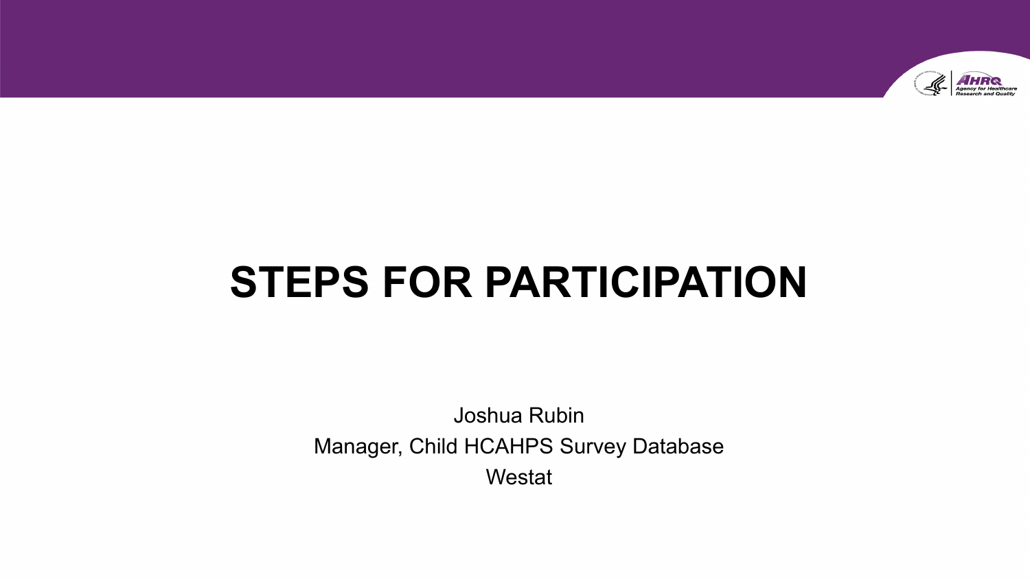# STEPS FOR PARTICIPATION

Joshua Rubin

Manager, Child HCAHPS Survey Database

Westat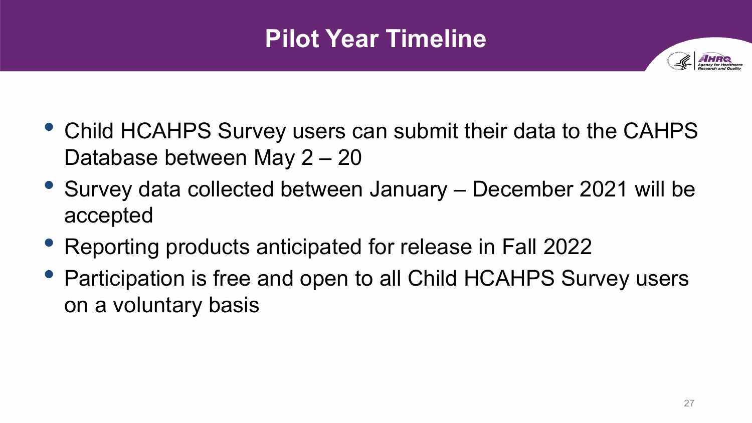# Pilot Year Timeline

- Child HCAHPS Survey users can submit their data to the CAHPS Database between May 2 – 20
- Survey data collected between January – December 2021 will be accepted
- Reporting products anticipated for release in Fall 2022
- Participation is free and open to all Child HCAHPS Survey users on a voluntary basis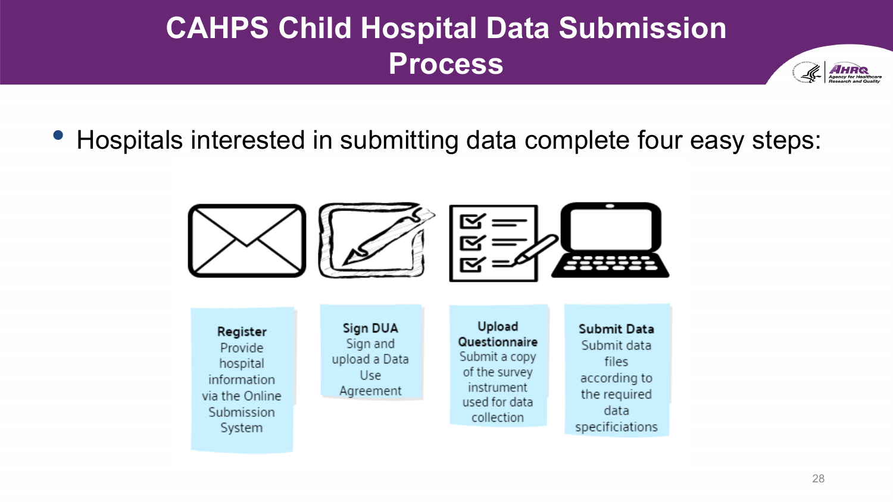# CAHPS Child Hospital Data Submission Process

- Hospitals interested in submitting data complete four easy steps:

**Register**
Provide hospital information via the Online Submission System

**Sign DUA**
Sign and upload a Data Use Agreement

**Upload Questionnaire**
Submit a copy of the survey instrument used for data collection

**Submit Data**
Submit data files according to the required data specificiations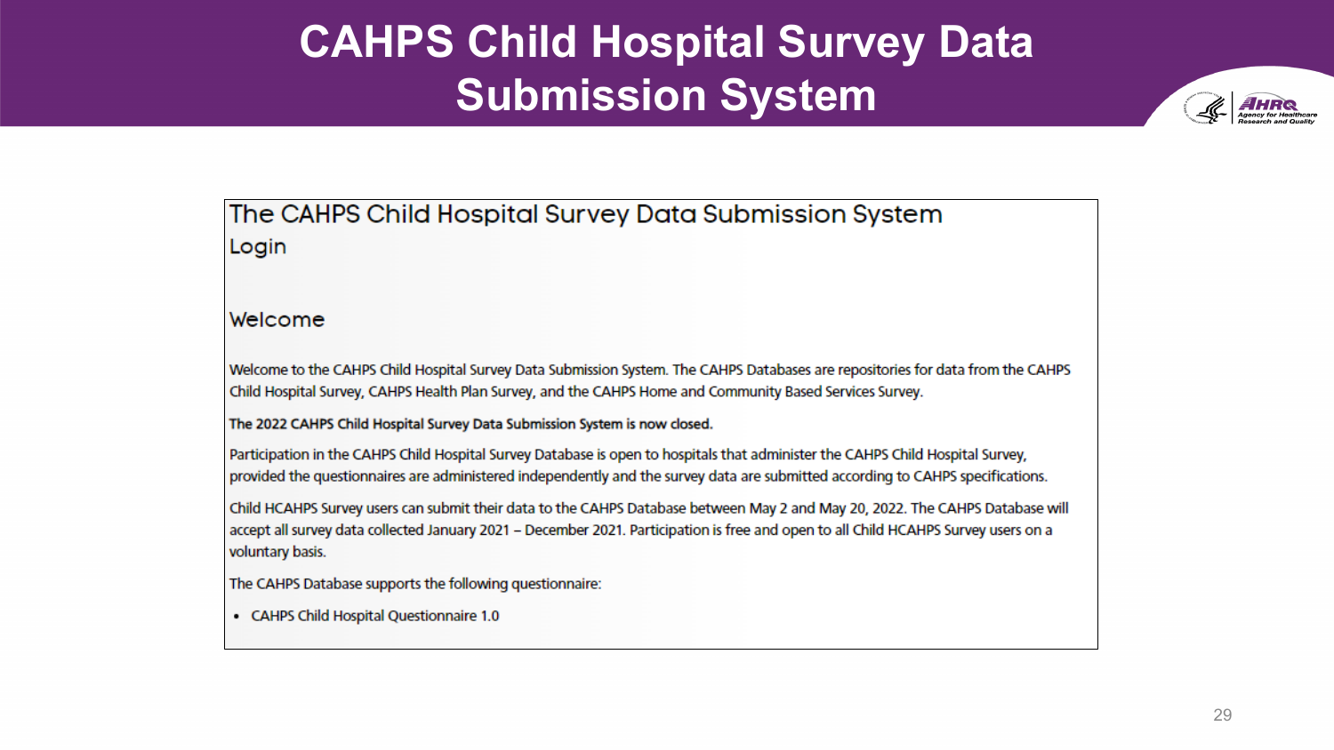# CAHPS Child Hospital Survey Data Submission System

## The CAHPS Child Hospital Survey Data Submission System

Login

### Welcome

Welcome to the CAHPS Child Hospital Survey Data Submission System. The CAHPS Databases are repositories for data from the CAHPS Child Hospital Survey, CAHPS Health Plan Survey, and the CAHPS Home and Community Based Services Survey.

**The 2022 CAHPS Child Hospital Survey Data Submission System is now closed.**

Participation in the CAHPS Child Hospital Survey Database is open to hospitals that administer the CAHPS Child Hospital Survey, provided the questionnaires are administered independently and the survey data are submitted according to CAHPS specifications.

Child HCAHPS Survey users can submit their data to the CAHPS Database between May 2 and May 20, 2022. The CAHPS Database will accept all survey data collected January 2021 – December 2021. Participation is free and open to all Child HCAHPS Survey users on a voluntary basis.

The CAHPS Database supports the following questionnaire:

- CAHPS Child Hospital Questionnaire 1.0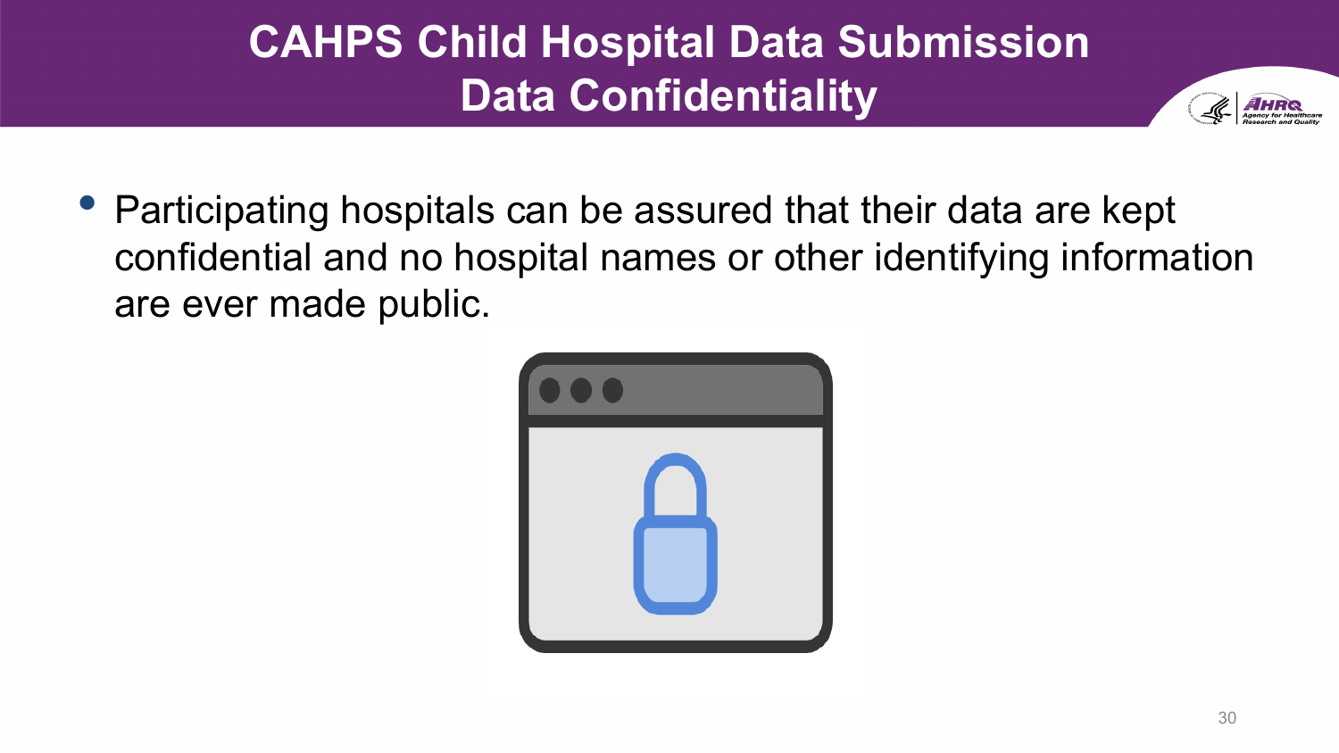# CAHPS Child Hospital Data Submission
## Data Confidentiality

- Participating hospitals can be assured that their data are kept confidential and no hospital names or other identifying information are ever made public.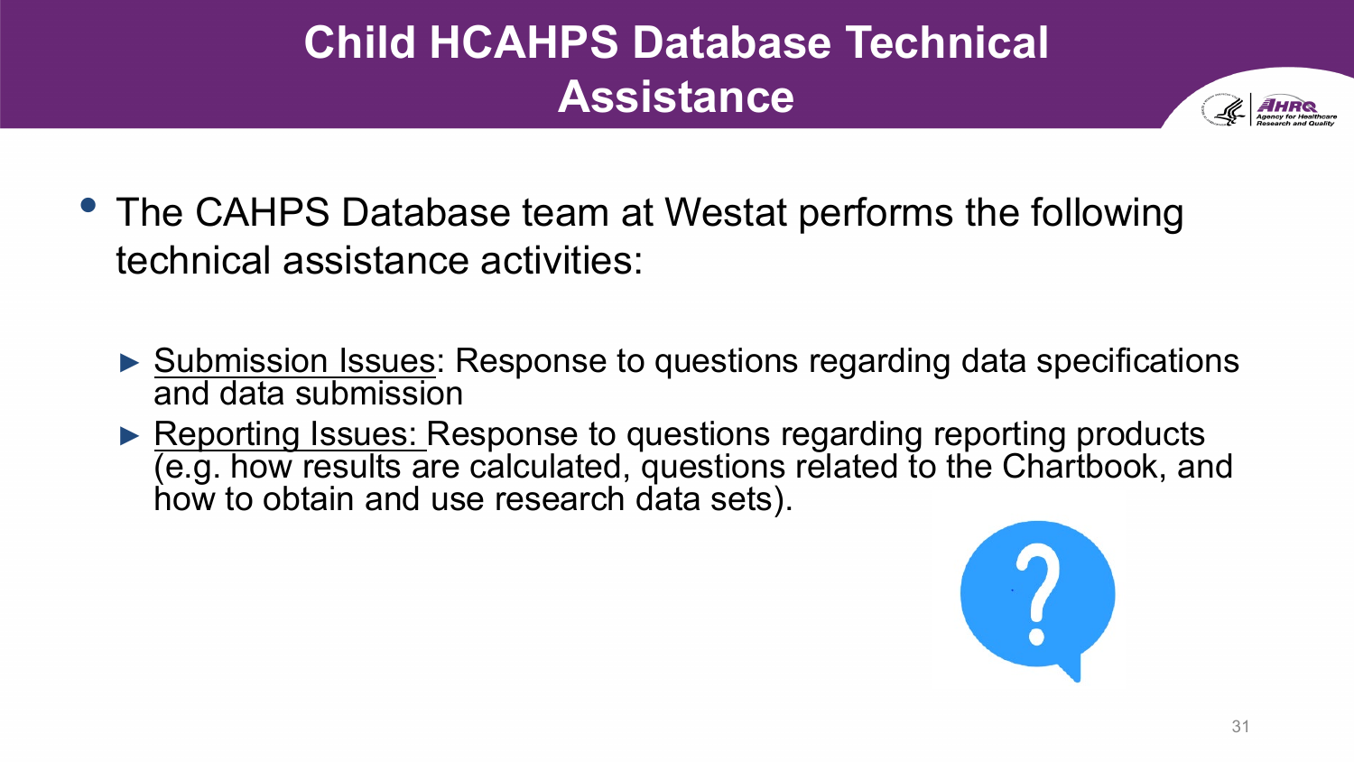# Child HCAHPS Database Technical Assistance

- The CAHPS Database team at Westat performs the following technical assistance activities:
  - Submission Issues: Response to questions regarding data specifications and data submission
  - Reporting Issues: Response to questions regarding reporting products (e.g. how results are calculated, questions related to the Chartbook, and how to obtain and use research data sets).